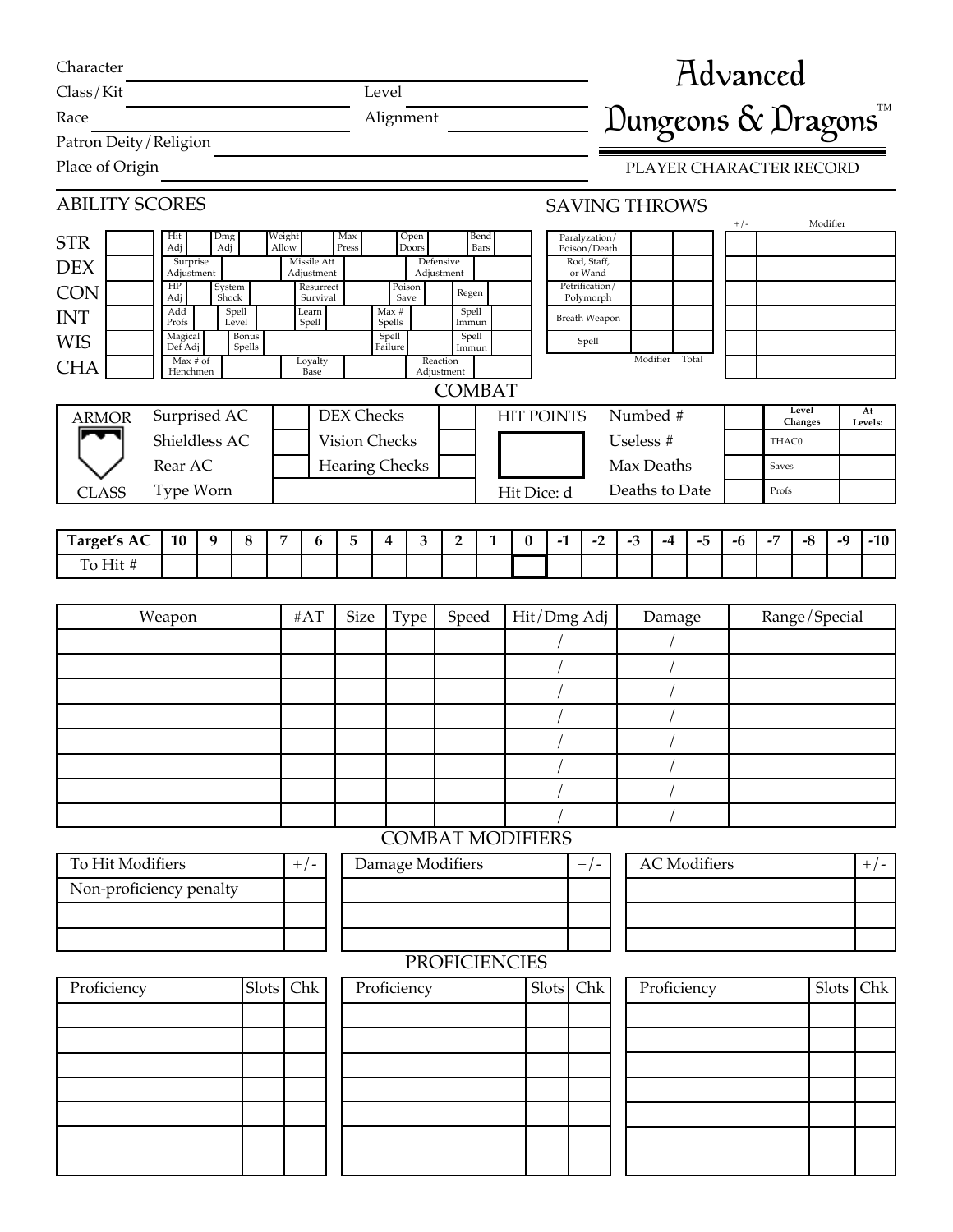# Advanced Dungeons & Dragons™

PLAYER CHARACTER RECORD

Character

Class/Kit

Level

Race

Alignment

Patron Deity/Religion

Place of Origin

## ABILITY SCORES

| | | | | | | | | | | | | | |
|---|---|---|---|---|---|---|---|---|---|---|---|---|---|
| STR | | Hit Adj | | Dmg Adj | | Weight Allow | | Max Press | | Open Doors | | Bend Bars | |
| DEX | | Surprise Adjustment | | Missile Att Adjustment | | Defensive Adjustment | | | | | | | |
| CON | | HP Adj | | System Shock | | Resurrect Survival | | Poison Save | | Regen | | | |
| INT | | Add Profs | | Spell Level | | Learn Spell | | Max # Spells | | Spell Immun | | | |
| WIS | | Magical Def Adj | | Bonus Spells | | Spell Failure | | Spell Immun | | | | | |
| CHA | | Max # of Henchmen | | Loyalty Base | | Reaction Adjustment | | | | | | | |

## SAVING THROWS

| | | | +/- | Modifier |
|---|---|---|---|---|
| Paralyzation/ Poison/Death | | | | |
| Rod, Staff, or Wand | | | | |
| Petrification/ Polymorph | | | | |
| Breath Weapon | | | | |
| Spell | | | | |
| | Modifier | Total | | |

## COMBAT

| ARMOR | | | | | HIT POINTS | | | Level Changes | At Levels: |
|---|---|---|---|---|---|---|---|---|---|
| | Surprised AC | | DEX Checks | | | Numbed # | | | |
| | Shieldless AC | | Vision Checks | | | Useless # | | THAC0 | |
| | Rear AC | | Hearing Checks | | | Max Deaths | | Saves | |
| CLASS | Type Worn | | | | Hit Dice: d | Deaths to Date | | Profs | |

| Target's AC | 10 | 9 | 8 | 7 | 6 | 5 | 4 | 3 | 2 | 1 | 0 | -1 | -2 | -3 | -4 | -5 | -6 | -7 | -8 | -9 | -10 |
|---|---|---|---|---|---|---|---|---|---|---|---|---|---|---|---|---|---|---|---|---|---|
| To Hit # | | | | | | | | | | | | | | | | | | | | | |

| Weapon | #AT | Size | Type | Speed | Hit/Dmg Adj | Damage | Range/Special |
|---|---|---|---|---|---|---|---|
| | | | | | / | / | |
| | | | | | / | / | |
| | | | | | / | / | |
| | | | | | / | / | |
| | | | | | / | / | |
| | | | | | / | / | |
| | | | | | / | / | |
| | | | | | / | / | |

## COMBAT MODIFIERS

| To Hit Modifiers | +/- |
|---|---|
| Non-proficiency penalty | |
| | |
| | |

| Damage Modifiers | +/- |
|---|---|
| | |
| | |
| | |

| AC Modifiers | +/- |
|---|---|
| | |
| | |
| | |

## PROFICIENCIES

| Proficiency | Slots | Chk |
|---|---|---|
| | | |
| | | |
| | | |
| | | |
| | | |
| | | |
| | | |

| Proficiency | Slots | Chk |
|---|---|---|
| | | |
| | | |
| | | |
| | | |
| | | |
| | | |
| | | |

| Proficiency | Slots | Chk |
|---|---|---|
| | | |
| | | |
| | | |
| | | |
| | | |
| | | |
| | | |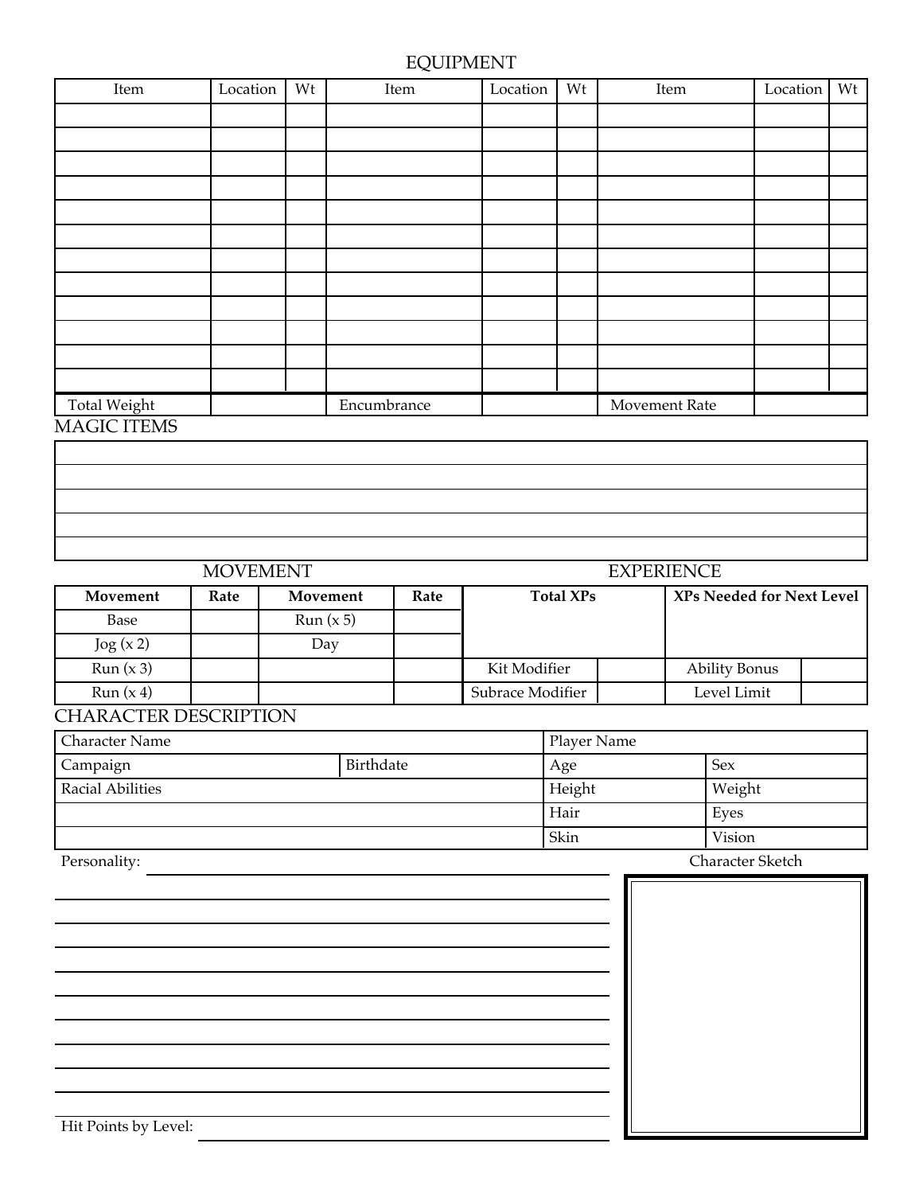## EQUIPMENT

| Item | Location | Wt | Item | Location | Wt | Item | Location | Wt |
|---|---|---|---|---|---|---|---|---|
| | | | | | | | | |
| | | | | | | | | |
| | | | | | | | | |
| | | | | | | | | |
| | | | | | | | | |
| | | | | | | | | |
| | | | | | | | | |
| | | | | | | | | |
| | | | | | | | | |
| | | | | | | | | |
| | | | | | | | | |
| | | | | | | | | |

| Total Weight | | Encumbrance | | Movement Rate | |
|---|---|---|---|---|---|

## MAGIC ITEMS

| |
|---|
| |
| |
| |
| |
| |

## MOVEMENT

| Movement | Rate | Movement | Rate |
|---|---|---|---|
| Base | | Run (x 5) | |
| Jog (x 2) | | Day | |
| Run (x 3) | | | |
| Run (x 4) | | | |

## EXPERIENCE

| Total XPs | | XPs Needed for Next Level | |
|---|---|---|---|
| | | | |
| Kit Modifier | | Ability Bonus | |
| Subrace Modifier | | Level Limit | |

## CHARACTER DESCRIPTION

| Character Name | | Player Name | |
|---|---|---|---|
| Campaign | Birthdate | Age | Sex |
| Racial Abilities | | Height | Weight |
| | | Hair | Eyes |
| | | Skin | Vision |

Personality:

Character Sketch

Hit Points by Level: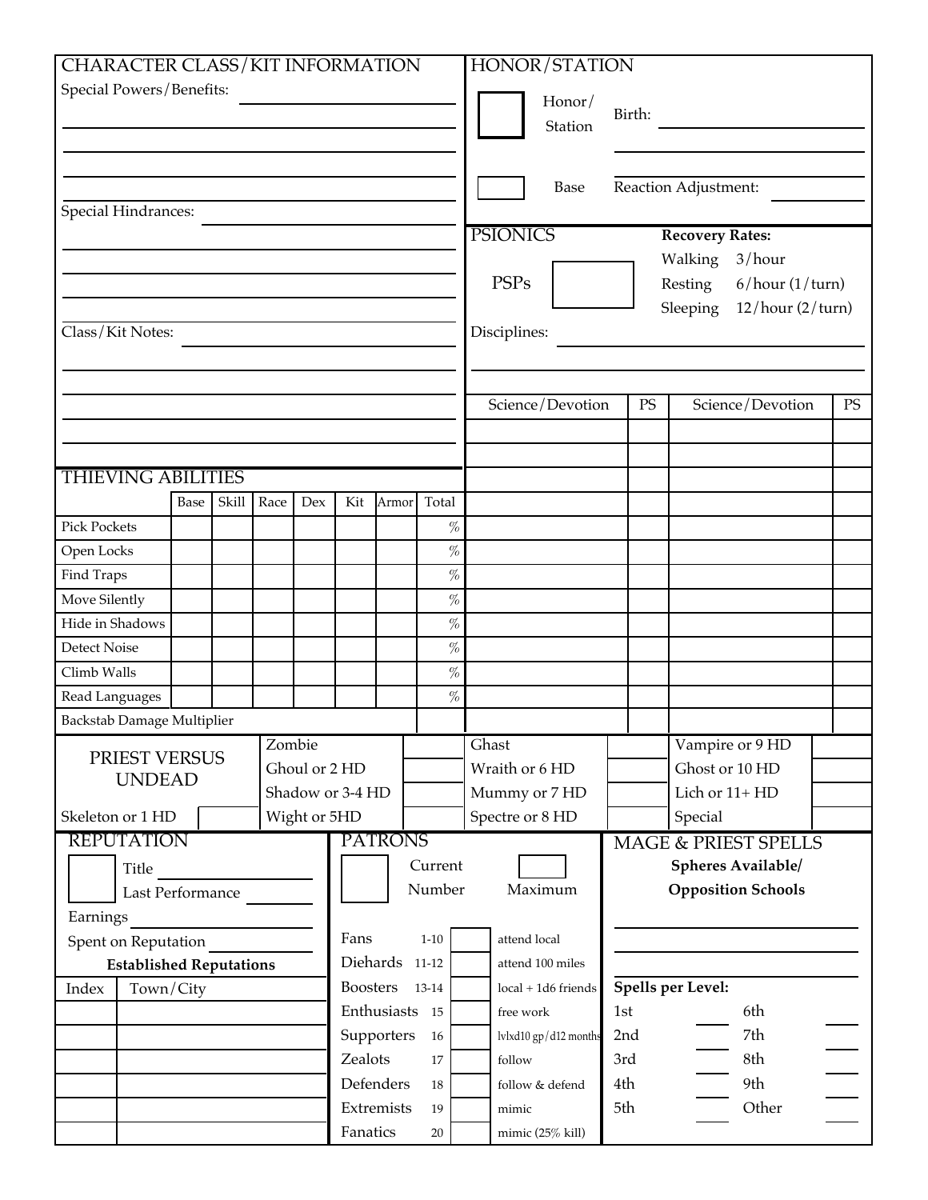## CHARACTER CLASS/KIT INFORMATION

Special Powers/Benefits:

Special Hindrances:

Class/Kit Notes:

## HONOR/STATION

Honor/ Station

Base

Birth:

Reaction Adjustment:

## PSIONICS

PSPs

**Recovery Rates:**

Walking 3/hour

Resting 6/hour (1/turn)

Sleeping 12/hour (2/turn)

Disciplines:

| Science/Devotion | PS | Science/Devotion | PS |
|---|---|---|---|
| | | | |
| | | | |
| | | | |
| | | | |
| | | | |
| | | | |
| | | | |
| | | | |
| | | | |
| | | | |
| | | | |
| | | | |
| | | | |

## THIEVING ABILITIES

| | Base | Skill | Race | Dex | Kit | Armor | Total |
|---|---|---|---|---|---|---|---|
| Pick Pockets | | | | | | | % |
| Open Locks | | | | | | | % |
| Find Traps | | | | | | | % |
| Move Silently | | | | | | | % |
| Hide in Shadows | | | | | | | % |
| Detect Noise | | | | | | | % |
| Climb Walls | | | | | | | % |
| Read Languages | | | | | | | % |
| Backstab Damage Multiplier | | | | | | | |

## PRIEST VERSUS UNDEAD

| | | | | | |
|---|---|---|---|---|---|
| Skeleton or 1 HD | | Zombie | | Ghast | |
| | | Ghoul or 2 HD | | Wraith or 6 HD | |
| | | Shadow or 3-4 HD | | Mummy or 7 HD | |
| | | Wight or 5HD | | Spectre or 8 HD | |
| Vampire or 9 HD | | Ghost or 10 HD | | Lich or 11+ HD | |
| Special | | | | | |

## REPUTATION

Title

Last Performance

Earnings

Spent on Reputation

**Established Reputations**

| Index | Town/City |
|---|---|
| | |
| | |
| | |
| | |
| | |
| | |

## PATRONS

Current Number

Maximum

| | | | |
|---|---|---|---|
| Fans | 1-10 | | attend local |
| Diehards | 11-12 | | attend 100 miles |
| Boosters | 13-14 | | local + 1d6 friends |
| Enthusiasts | 15 | | free work |
| Supporters | 16 | | lvlxd10 gp/d12 months |
| Zealots | 17 | | follow |
| Defenders | 18 | | follow & defend |
| Extremists | 19 | | mimic |
| Fanatics | 20 | | mimic (25% kill) |

## MAGE & PRIEST SPELLS

**Spheres Available/ Opposition Schools**

**Spells per Level:**

| | | | |
|---|---|---|---|
| 1st | | 6th | |
| 2nd | | 7th | |
| 3rd | | 8th | |
| 4th | | 9th | |
| 5th | | Other | |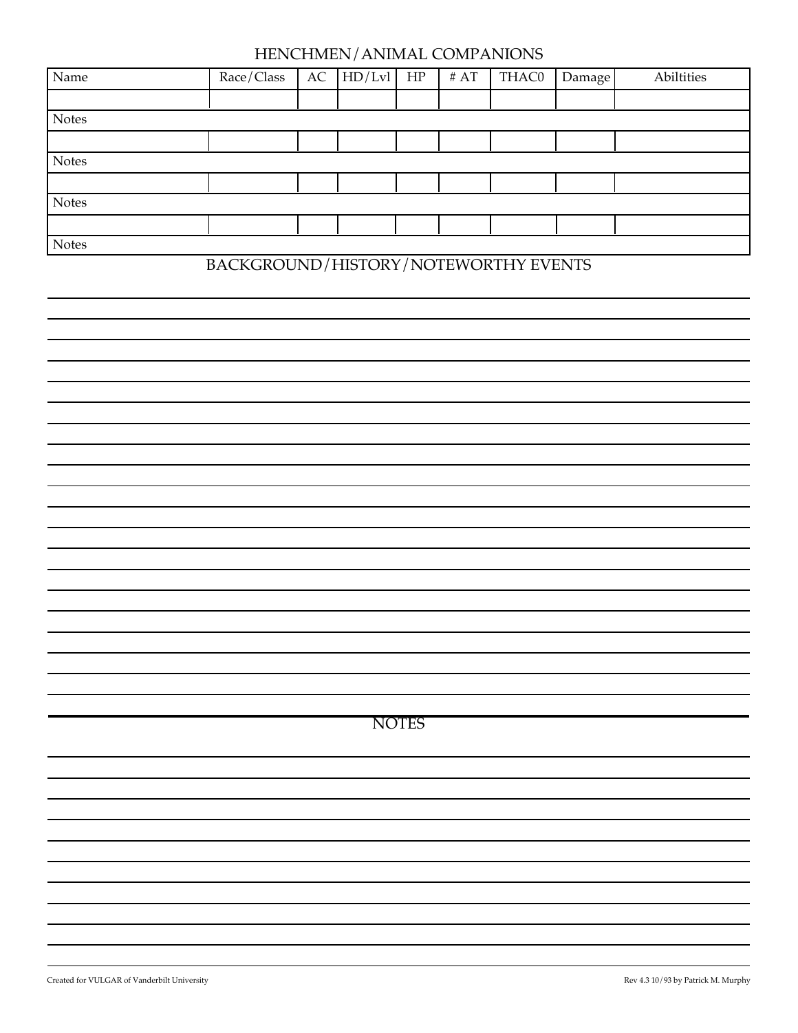## HENCHMEN/ANIMAL COMPANIONS

| Name | Race/Class | AC | HD/Lvl | HP | # AT | THAC0 | Damage | Abiltities |
|---|---|---|---|---|---|---|---|---|
| | | | | | | | | |
| Notes | | | | | | | | |
| | | | | | | | | |
| Notes | | | | | | | | |
| | | | | | | | | |
| Notes | | | | | | | | |
| | | | | | | | | |
| Notes | | | | | | | | |

## BACKGROUND/HISTORY/NOTEWORTHY EVENTS

## NOTES

Created for VULGAR of Vanderbilt University

Rev 4.3 10/93 by Patrick M. Murphy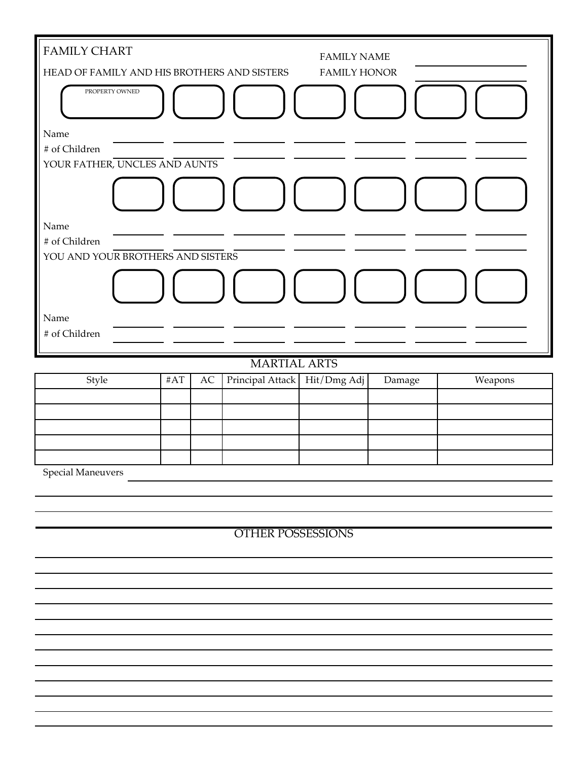## FAMILY CHART

FAMILY NAME

HEAD OF FAMILY AND HIS BROTHERS AND SISTERS

FAMILY HONOR

PROPERTY OWNED

Name

\# of Children

YOUR FATHER, UNCLES AND AUNTS

Name

\# of Children

YOU AND YOUR BROTHERS AND SISTERS

Name

\# of Children

## MARTIAL ARTS

| Style | #AT | AC | Principal Attack | Hit/Dmg Adj | Damage | Weapons |
|---|---|---|---|---|---|---|
| | | | | | | |
| | | | | | | |
| | | | | | | |
| | | | | | | |
| | | | | | | |

Special Maneuvers

## OTHER POSSESSIONS